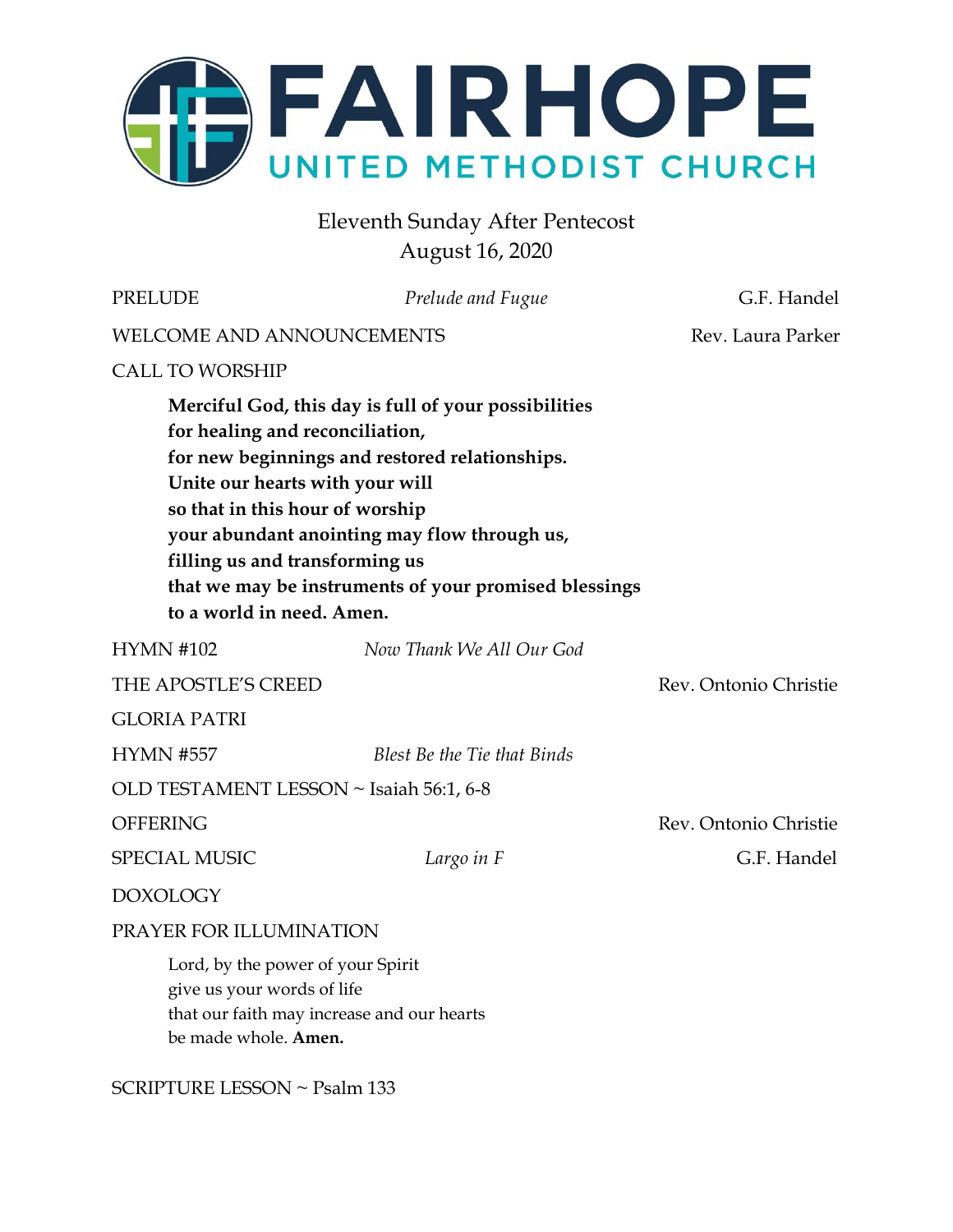# FAIRHOPE

## UNITED METHODIST CHURCH

Eleventh Sunday After Pentecost
August 16, 2020

PRELUDE *Prelude and Fugue* G.F. Handel

WELCOME AND ANNOUNCEMENTS Rev. Laura Parker

CALL TO WORSHIP

> **Merciful God, this day is full of your possibilities**
> **for healing and reconciliation,**
> **for new beginnings and restored relationships.**
> **Unite our hearts with your will**
> **so that in this hour of worship**
> **your abundant anointing may flow through us,**
> **filling us and transforming us**
> **that we may be instruments of your promised blessings**
> **to a world in need. Amen.**

HYMN #102 *Now Thank We All Our God*

THE APOSTLE'S CREED Rev. Ontonio Christie

GLORIA PATRI

HYMN #557 *Blest Be the Tie that Binds*

OLD TESTAMENT LESSON ~ Isaiah 56:1, 6-8

OFFERING Rev. Ontonio Christie

SPECIAL MUSIC *Largo in F* G.F. Handel

DOXOLOGY

PRAYER FOR ILLUMINATION

> Lord, by the power of your Spirit
> give us your words of life
> that our faith may increase and our hearts
> be made whole. **Amen.**

SCRIPTURE LESSON ~ Psalm 133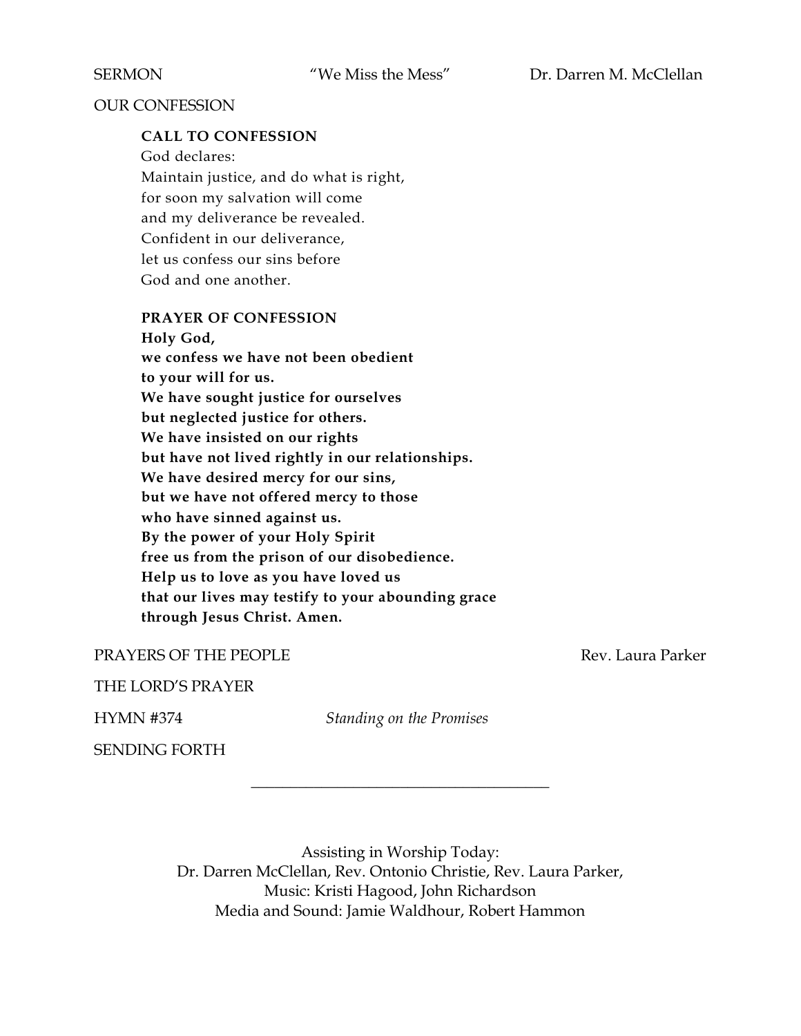SERMON "We Miss the Mess" Dr. Darren M. McClellan

OUR CONFESSION

**CALL TO CONFESSION**

God declares:
Maintain justice, and do what is right,
for soon my salvation will come
and my deliverance be revealed.
Confident in our deliverance,
let us confess our sins before
God and one another.

**PRAYER OF CONFESSION**

**Holy God,**
**we confess we have not been obedient**
**to your will for us.**
**We have sought justice for ourselves**
**but neglected justice for others.**
**We have insisted on our rights**
**but have not lived rightly in our relationships.**
**We have desired mercy for our sins,**
**but we have not offered mercy to those**
**who have sinned against us.**
**By the power of your Holy Spirit**
**free us from the prison of our disobedience.**
**Help us to love as you have loved us**
**that our lives may testify to your abounding grace**
**through Jesus Christ. Amen.**

PRAYERS OF THE PEOPLE Rev. Laura Parker

THE LORD'S PRAYER

HYMN #374 *Standing on the Promises*

SENDING FORTH

---

Assisting in Worship Today:
Dr. Darren McClellan, Rev. Ontonio Christie, Rev. Laura Parker,
Music: Kristi Hagood, John Richardson
Media and Sound: Jamie Waldhour, Robert Hammon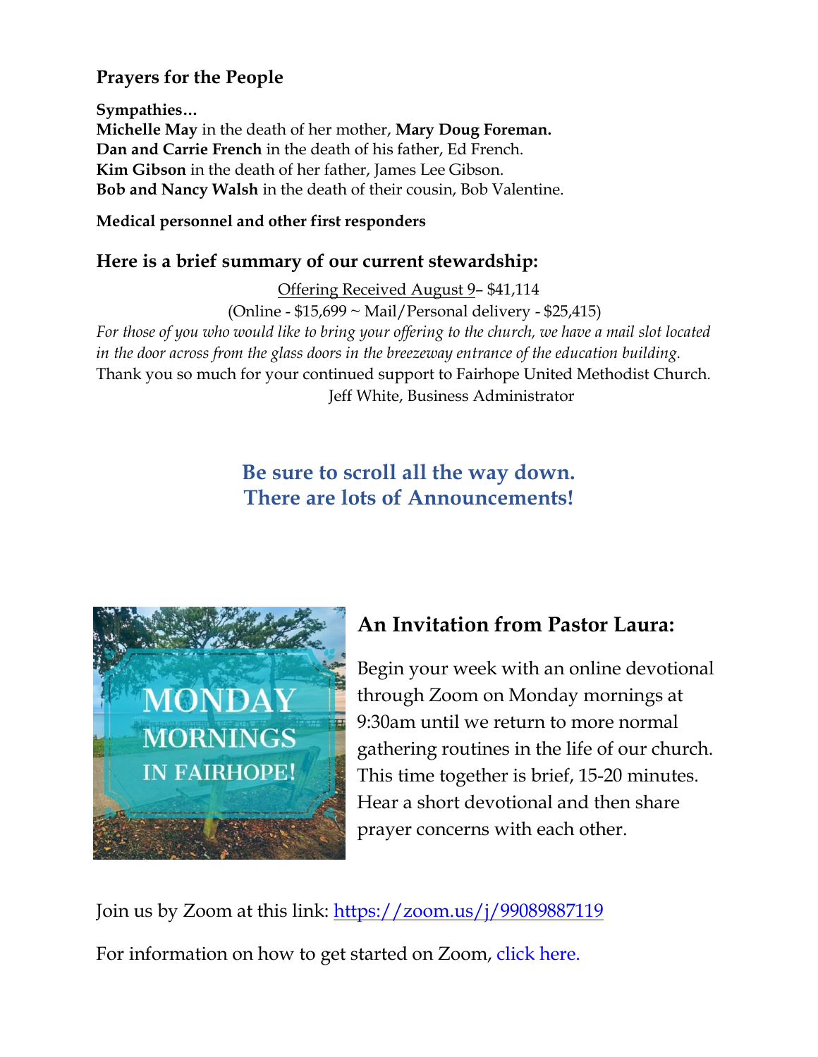## Prayers for the People

**Sympathies…**
**Michelle May** in the death of her mother, **Mary Doug Foreman.**
**Dan and Carrie French** in the death of his father, Ed French.
**Kim Gibson** in the death of her father, James Lee Gibson.
**Bob and Nancy Walsh** in the death of their cousin, Bob Valentine.

**Medical personnel and other first responders**

### Here is a brief summary of our current stewardship:

Offering Received August 9– $41,114
(Online - $15,699 ~ Mail/Personal delivery - $25,415)

*For those of you who would like to bring your offering to the church, we have a mail slot located in the door across from the glass doors in the breezeway entrance of the education building.*

Thank you so much for your continued support to Fairhope United Methodist Church.

Jeff White, Business Administrator

**Be sure to scroll all the way down.**
**There are lots of Announcements!**

MONDAY MORNINGS IN FAIRHOPE!

## An Invitation from Pastor Laura:

Begin your week with an online devotional through Zoom on Monday mornings at 9:30am until we return to more normal gathering routines in the life of our church. This time together is brief, 15-20 minutes. Hear a short devotional and then share prayer concerns with each other.

Join us by Zoom at this link: https://zoom.us/j/99089887119

For information on how to get started on Zoom, click here.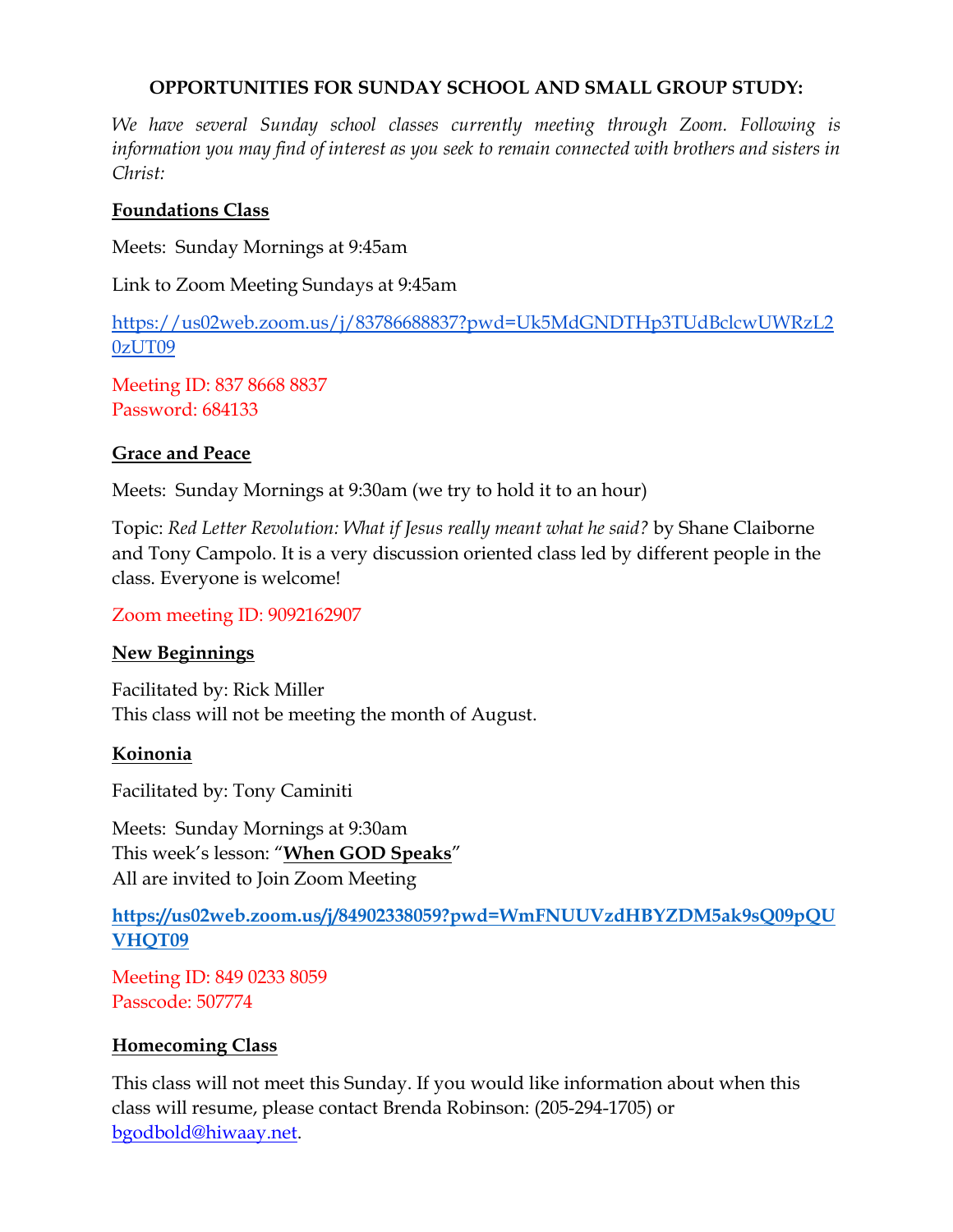# OPPORTUNITIES FOR SUNDAY SCHOOL AND SMALL GROUP STUDY:

*We have several Sunday school classes currently meeting through Zoom. Following is information you may find of interest as you seek to remain connected with brothers and sisters in Christ:*

## Foundations Class

Meets: Sunday Mornings at 9:45am

Link to Zoom Meeting Sundays at 9:45am

https://us02web.zoom.us/j/83786688837?pwd=Uk5MdGNDTHp3TUdBclcwUWRzL20zUT09

Meeting ID: 837 8668 8837
Password: 684133

## Grace and Peace

Meets: Sunday Mornings at 9:30am (we try to hold it to an hour)

Topic: *Red Letter Revolution: What if Jesus really meant what he said?* by Shane Claiborne and Tony Campolo. It is a very discussion oriented class led by different people in the class. Everyone is welcome!

Zoom meeting ID: 9092162907

## New Beginnings

Facilitated by: Rick Miller
This class will not be meeting the month of August.

## Koinonia

Facilitated by: Tony Caminiti

Meets: Sunday Mornings at 9:30am
This week's lesson: "**When GOD Speaks**"
All are invited to Join Zoom Meeting

**https://us02web.zoom.us/j/84902338059?pwd=WmFNUUVzdHBYZDM5ak9sQ09pQUVHQT09**

Meeting ID: 849 0233 8059
Passcode: 507774

## Homecoming Class

This class will not meet this Sunday. If you would like information about when this class will resume, please contact Brenda Robinson: (205-294-1705) or bgodbold@hiwaay.net.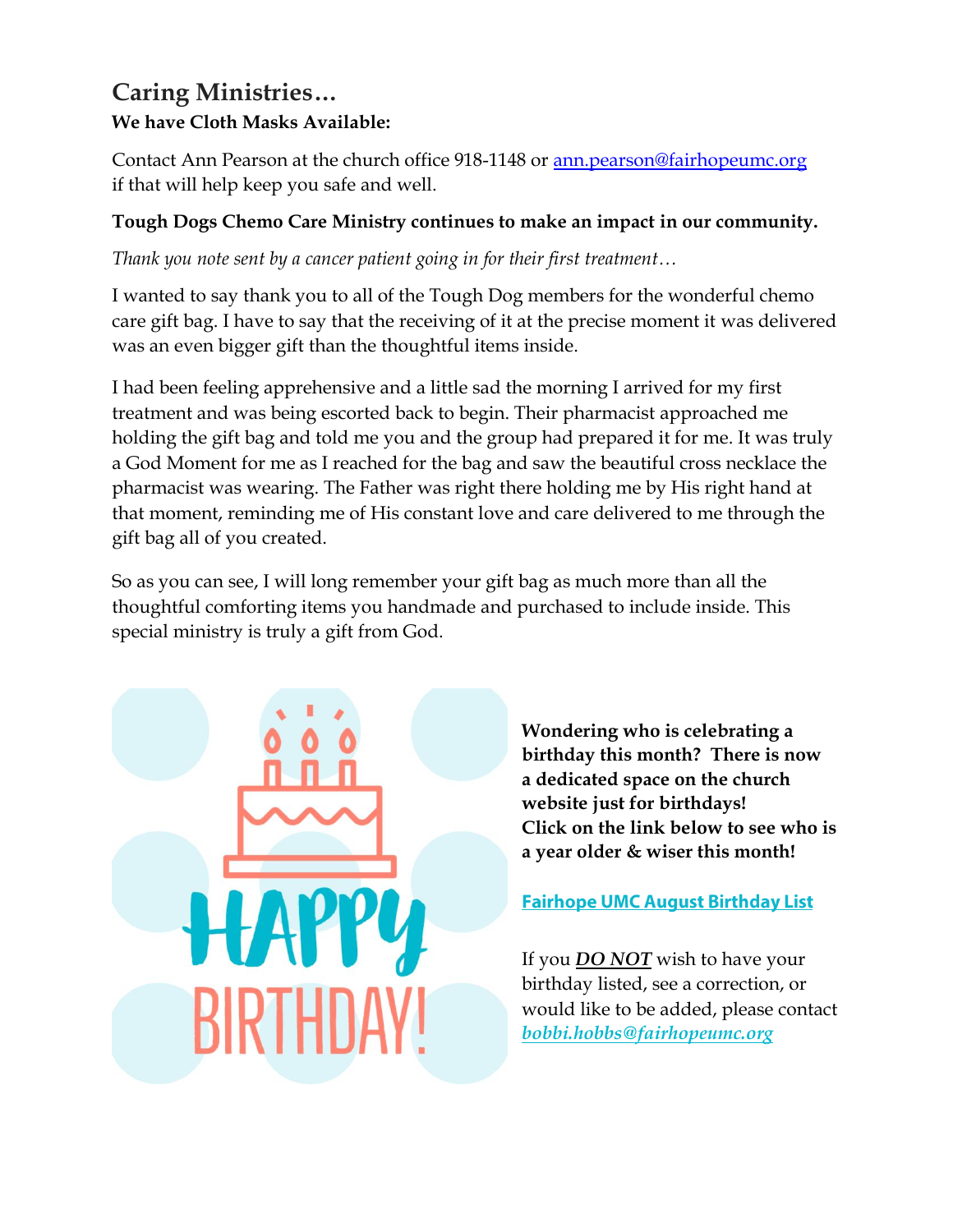## Caring Ministries…

**We have Cloth Masks Available:**

Contact Ann Pearson at the church office 918-1148 or ann.pearson@fairhopeumc.org if that will help keep you safe and well.

**Tough Dogs Chemo Care Ministry continues to make an impact in our community.**

*Thank you note sent by a cancer patient going in for their first treatment…*

I wanted to say thank you to all of the Tough Dog members for the wonderful chemo care gift bag. I have to say that the receiving of it at the precise moment it was delivered was an even bigger gift than the thoughtful items inside.

I had been feeling apprehensive and a little sad the morning I arrived for my first treatment and was being escorted back to begin. Their pharmacist approached me holding the gift bag and told me you and the group had prepared it for me. It was truly a God Moment for me as I reached for the bag and saw the beautiful cross necklace the pharmacist was wearing. The Father was right there holding me by His right hand at that moment, reminding me of His constant love and care delivered to me through the gift bag all of you created.

So as you can see, I will long remember your gift bag as much more than all the thoughtful comforting items you handmade and purchased to include inside. This special ministry is truly a gift from God.

HAPPY BIRTHDAY!

**Wondering who is celebrating a birthday this month? There is now a dedicated space on the church website just for birthdays! Click on the link below to see who is a year older & wiser this month!**

**Fairhope UMC August Birthday List**

If you ***DO NOT*** wish to have your birthday listed, see a correction, or would like to be added, please contact *bobbi.hobbs@fairhopeumc.org*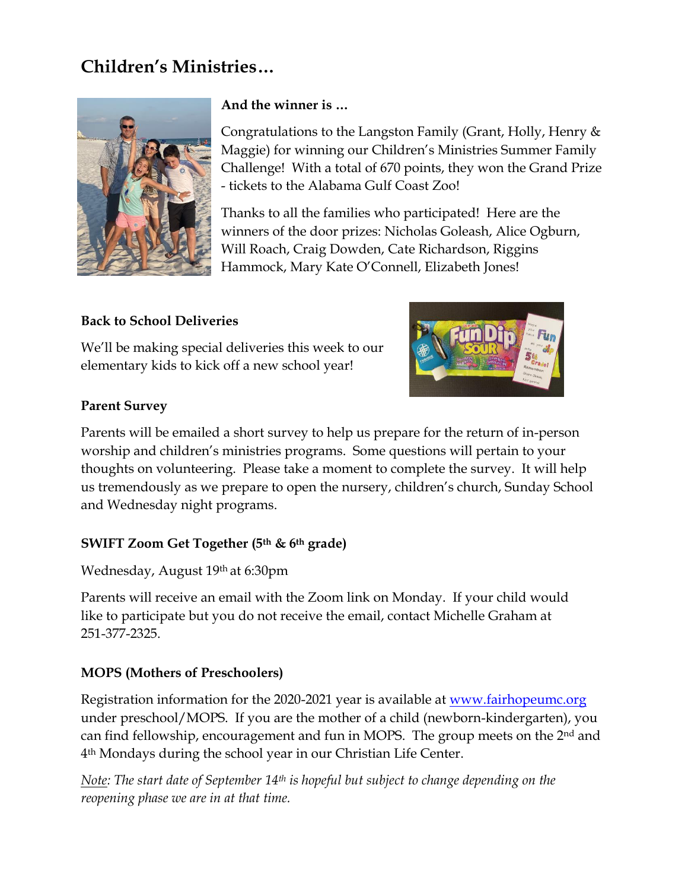## Children's Ministries…

**And the winner is …**

Congratulations to the Langston Family (Grant, Holly, Henry & Maggie) for winning our Children's Ministries Summer Family Challenge! With a total of 670 points, they won the Grand Prize - tickets to the Alabama Gulf Coast Zoo!

Thanks to all the families who participated! Here are the winners of the door prizes: Nicholas Goleash, Alice Ogburn, Will Roach, Craig Dowden, Cate Richardson, Riggins Hammock, Mary Kate O'Connell, Elizabeth Jones!

**Back to School Deliveries**

We'll be making special deliveries this week to our elementary kids to kick off a new school year!

**Parent Survey**

Parents will be emailed a short survey to help us prepare for the return of in-person worship and children's ministries programs. Some questions will pertain to your thoughts on volunteering. Please take a moment to complete the survey. It will help us tremendously as we prepare to open the nursery, children's church, Sunday School and Wednesday night programs.

**SWIFT Zoom Get Together (5th & 6th grade)**

Wednesday, August 19th at 6:30pm

Parents will receive an email with the Zoom link on Monday. If your child would like to participate but you do not receive the email, contact Michelle Graham at 251-377-2325.

**MOPS (Mothers of Preschoolers)**

Registration information for the 2020-2021 year is available at [www.fairhopeumc.org](http://www.fairhopeumc.org) under preschool/MOPS. If you are the mother of a child (newborn-kindergarten), you can find fellowship, encouragement and fun in MOPS. The group meets on the 2nd and 4th Mondays during the school year in our Christian Life Center.

*Note: The start date of September 14th is hopeful but subject to change depending on the reopening phase we are in at that time.*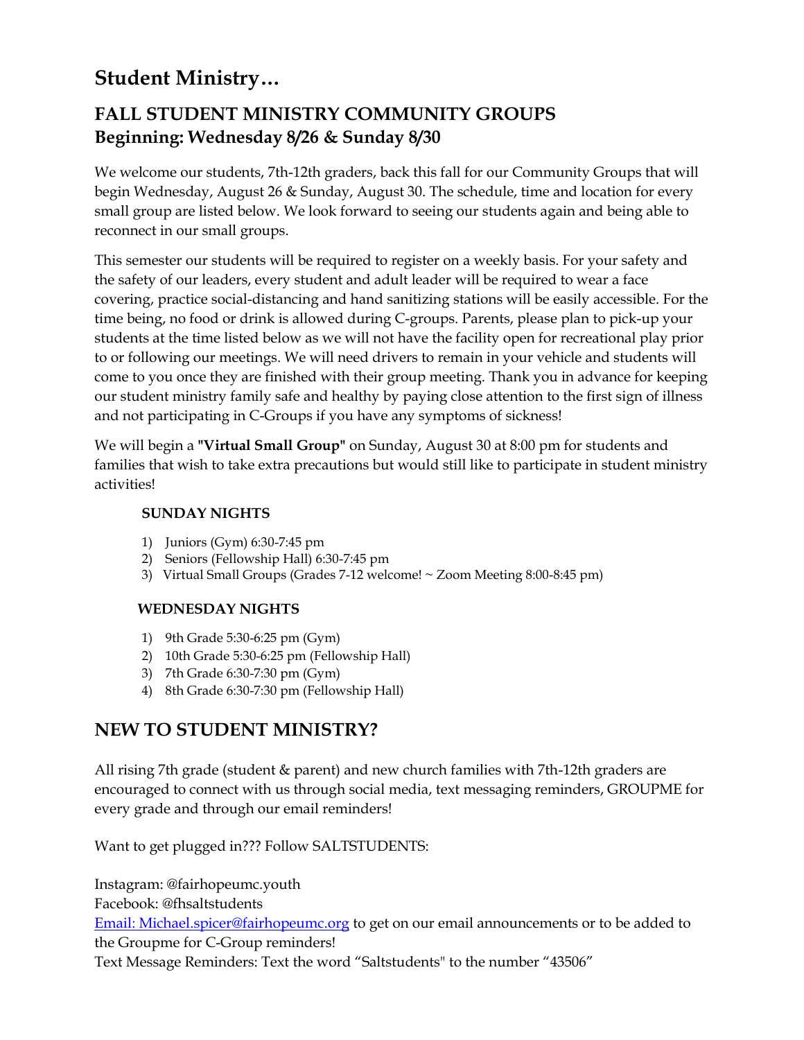# Student Ministry…

## FALL STUDENT MINISTRY COMMUNITY GROUPS
## Beginning: Wednesday 8/26 & Sunday 8/30

We welcome our students, 7th-12th graders, back this fall for our Community Groups that will begin Wednesday, August 26 & Sunday, August 30. The schedule, time and location for every small group are listed below. We look forward to seeing our students again and being able to reconnect in our small groups.

This semester our students will be required to register on a weekly basis. For your safety and the safety of our leaders, every student and adult leader will be required to wear a face covering, practice social-distancing and hand sanitizing stations will be easily accessible. For the time being, no food or drink is allowed during C-groups. Parents, please plan to pick-up your students at the time listed below as we will not have the facility open for recreational play prior to or following our meetings. We will need drivers to remain in your vehicle and students will come to you once they are finished with their group meeting. Thank you in advance for keeping our student ministry family safe and healthy by paying close attention to the first sign of illness and not participating in C-Groups if you have any symptoms of sickness!

We will begin a **"Virtual Small Group"** on Sunday, August 30 at 8:00 pm for students and families that wish to take extra precautions but would still like to participate in student ministry activities!

**SUNDAY NIGHTS**

1) Juniors (Gym) 6:30-7:45 pm
2) Seniors (Fellowship Hall) 6:30-7:45 pm
3) Virtual Small Groups (Grades 7-12 welcome! ~ Zoom Meeting 8:00-8:45 pm)

**WEDNESDAY NIGHTS**

1) 9th Grade 5:30-6:25 pm (Gym)
2) 10th Grade 5:30-6:25 pm (Fellowship Hall)
3) 7th Grade 6:30-7:30 pm (Gym)
4) 8th Grade 6:30-7:30 pm (Fellowship Hall)

## NEW TO STUDENT MINISTRY?

All rising 7th grade (student & parent) and new church families with 7th-12th graders are encouraged to connect with us through social media, text messaging reminders, GROUPME for every grade and through our email reminders!

Want to get plugged in??? Follow SALTSTUDENTS:

Instagram: @fairhopeumc.youth
Facebook: @fhsaltstudents
Email: Michael.spicer@fairhopeumc.org to get on our email announcements or to be added to the Groupme for C-Group reminders!
Text Message Reminders: Text the word "Saltstudents" to the number "43506"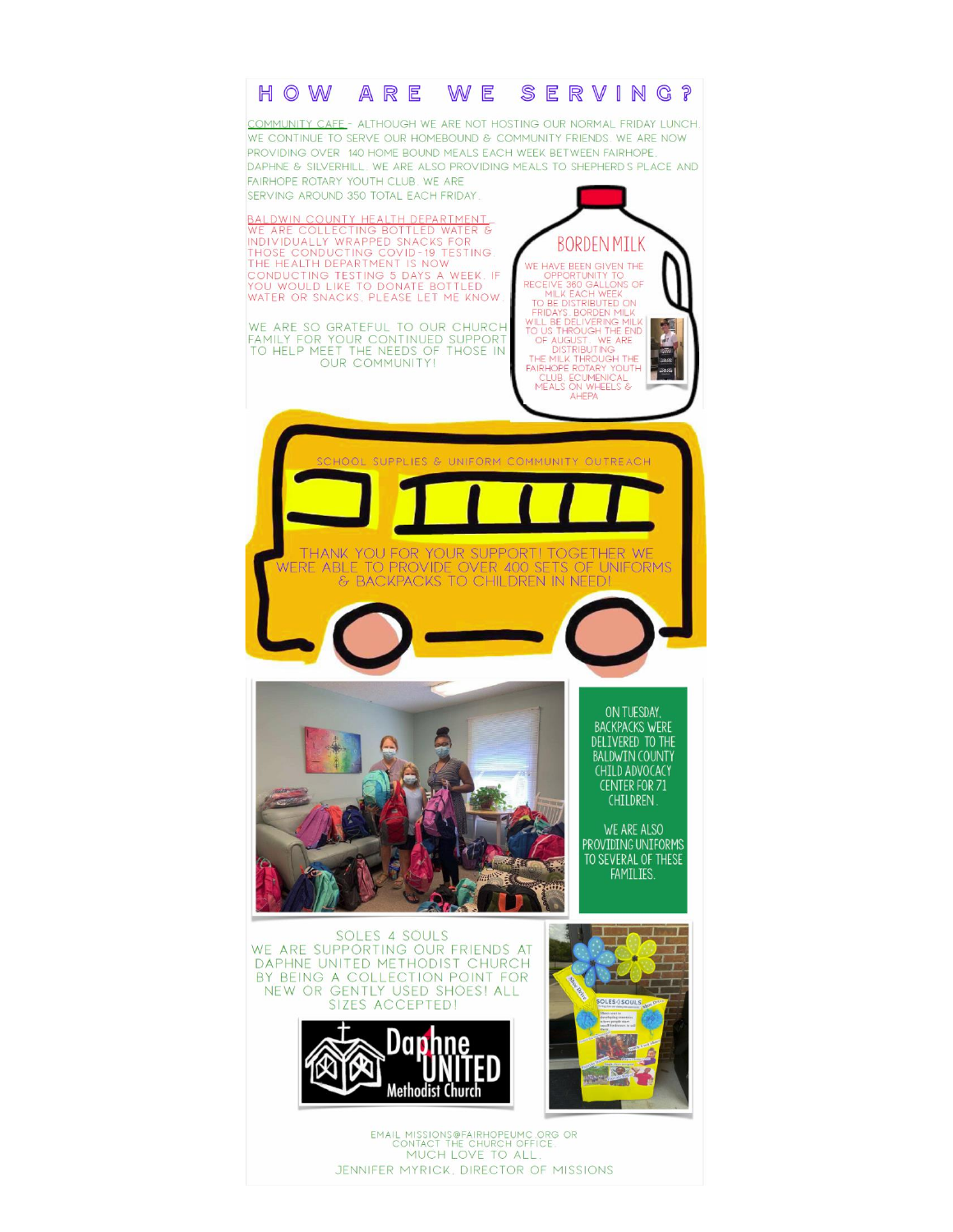# HOW ARE WE SERVING?

COMMUNITY CAFE - ALTHOUGH WE ARE NOT HOSTING OUR NORMAL FRIDAY LUNCH, WE CONTINUE TO SERVE OUR HOMEBOUND & COMMUNITY FRIENDS. WE ARE NOW PROVIDING OVER 140 HOME BOUND MEALS EACH WEEK BETWEEN FAIRHOPE, DAPHNE & SILVERHILL. WE ARE ALSO PROVIDING MEALS TO SHEPHERD'S PLACE AND FAIRHOPE ROTARY YOUTH CLUB. WE ARE SERVING AROUND 350 TOTAL EACH FRIDAY.

BALDWIN COUNTY HEALTH DEPARTMENT - WE ARE COLLECTING BOTTLED WATER & INDIVIDUALLY WRAPPED SNACKS FOR THOSE CONDUCTING COVID-19 TESTING. THE HEALTH DEPARTMENT IS NOW CONDUCTING TESTING 5 DAYS A WEEK. IF YOU WOULD LIKE TO DONATE BOTTLED WATER OR SNACKS, PLEASE LET ME KNOW.

WE ARE SO GRATEFUL TO OUR CHURCH FAMILY FOR YOUR CONTINUED SUPPORT TO HELP MEET THE NEEDS OF THOSE IN OUR COMMUNITY!

## BORDEN MILK

WE HAVE BEEN GIVEN THE OPPORTUNITY TO RECEIVE 360 GALLONS OF MILK EACH WEEK TO BE DISTRIBUTED ON FRIDAYS. BORDEN MILK WILL BE DELIVERING MILK TO US THROUGH THE END OF AUGUST. WE ARE DISTRIBUTING THE MILK THROUGH THE FAIRHOPE ROTARY YOUTH CLUB, ECUMENICAL MEALS ON WHEELS & AHEPA

## SCHOOL SUPPLIES & UNIFORM COMMUNITY OUTREACH

THANK YOU FOR YOUR SUPPORT! TOGETHER WE WERE ABLE TO PROVIDE OVER 400 SETS OF UNIFORMS & BACKPACKS TO CHILDREN IN NEED!

ON TUESDAY, BACKPACKS WERE DELIVERED TO THE BALDWIN COUNTY CHILD ADVOCACY CENTER FOR 71 CHILDREN.

WE ARE ALSO PROVIDING UNIFORMS TO SEVERAL OF THESE FAMILIES.

## SOLES 4 SOULS

WE ARE SUPPORTING OUR FRIENDS AT DAPHNE UNITED METHODIST CHURCH BY BEING A COLLECTION POINT FOR NEW OR GENTLY USED SHOES! ALL SIZES ACCEPTED!

Daphne UNITED Methodist Church

EMAIL MISSIONS@FAIRHOPEUMC.ORG OR CONTACT THE CHURCH OFFICE.

MUCH LOVE TO ALL,

JENNIFER MYRICK, DIRECTOR OF MISSIONS